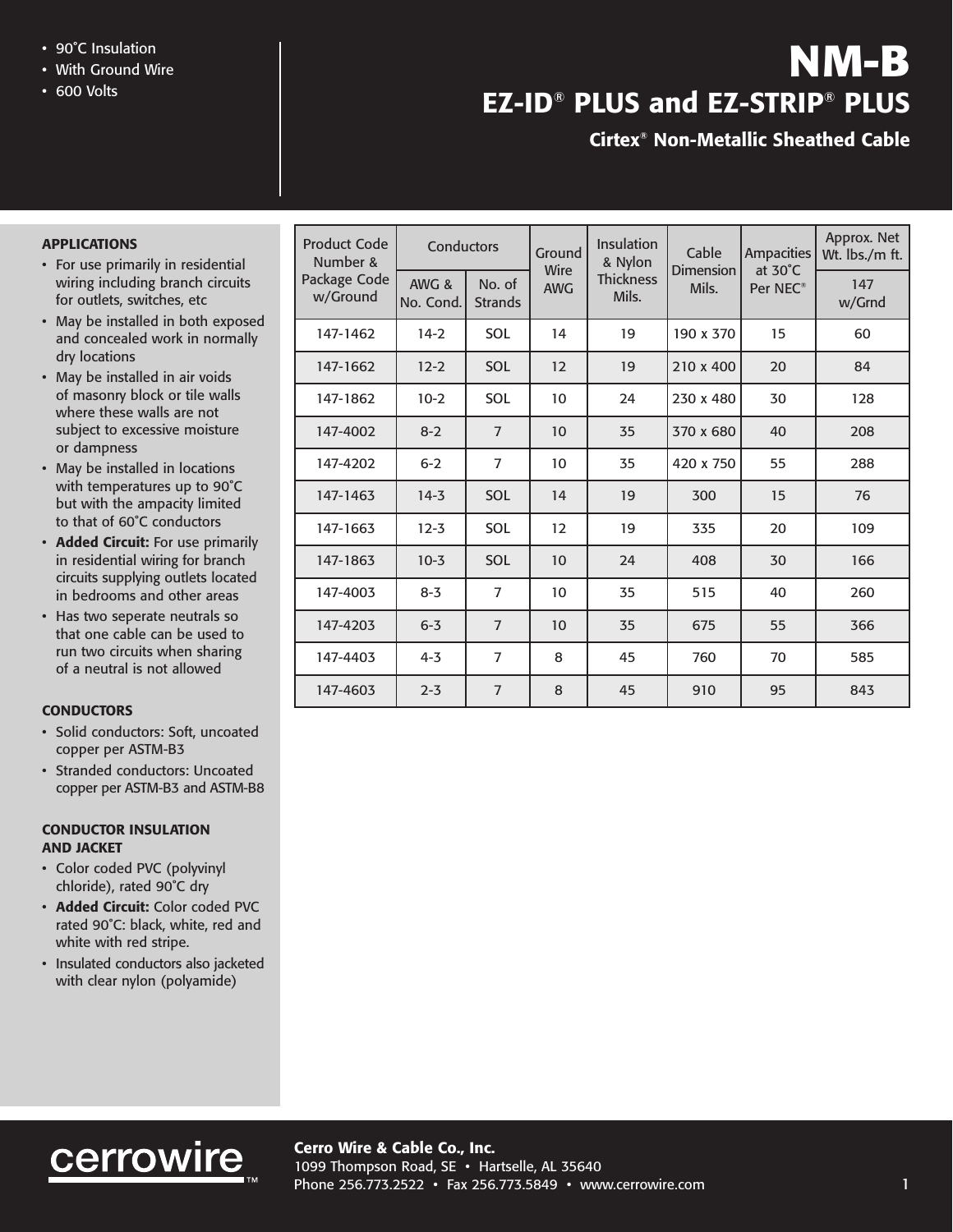- 90˚C Insulation
- With Ground Wire
- 600 Volts

# NM-B

## EZ-ID® PLUS and EZ-STRIP® PLUS

### Cirtex® Non-Metallic Sheathed Cable

**APPLICATIONS**

- For use primarily in residential wiring including branch circuits for outlets, switches, etc
- May be installed in both exposed and concealed work in normally dry locations
- May be installed in air voids of masonry block or tile walls where these walls are not subject to excessive moisture or dampness
- May be installed in locations with temperatures up to 90˚C but with the ampacity limited to that of 60˚C conductors
- **Added Circuit:** For use primarily in residential wiring for branch circuits supplying outlets located in bedrooms and other areas
- Has two seperate neutrals so that one cable can be used to run two circuits when sharing of a neutral is not allowed

**CONDUCTORS**

- Solid conductors: Soft, uncoated copper per ASTM-B3
- Stranded conductors: Uncoated copper per ASTM-B3 and ASTM-B8

**CONDUCTOR INSULATION AND JACKET**

- Color coded PVC (polyvinyl chloride), rated 90˚C dry
- **Added Circuit:** Color coded PVC rated 90˚C: black, white, red and white with red stripe.
- Insulated conductors also jacketed with clear nylon (polyamide)

| Product Code Number & Package Code w/Ground | Conductors | | Ground Wire AWG | Insulation & Nylon Thickness Mils. | Cable Dimension Mils. | Ampacities at 30˚C Per NEC® | Approx. Net Wt. lbs./m ft. |
|---|---|---|---|---|---|---|---|
| | AWG & No. Cond. | No. of Strands | | | | | 147 w/Grnd |
| 147-1462 | 14-2 | SOL | 14 | 19 | 190 x 370 | 15 | 60 |
| 147-1662 | 12-2 | SOL | 12 | 19 | 210 x 400 | 20 | 84 |
| 147-1862 | 10-2 | SOL | 10 | 24 | 230 x 480 | 30 | 128 |
| 147-4002 | 8-2 | 7 | 10 | 35 | 370 x 680 | 40 | 208 |
| 147-4202 | 6-2 | 7 | 10 | 35 | 420 x 750 | 55 | 288 |
| 147-1463 | 14-3 | SOL | 14 | 19 | 300 | 15 | 76 |
| 147-1663 | 12-3 | SOL | 12 | 19 | 335 | 20 | 109 |
| 147-1863 | 10-3 | SOL | 10 | 24 | 408 | 30 | 166 |
| 147-4003 | 8-3 | 7 | 10 | 35 | 515 | 40 | 260 |
| 147-4203 | 6-3 | 7 | 10 | 35 | 675 | 55 | 366 |
| 147-4403 | 4-3 | 7 | 8 | 45 | 760 | 70 | 585 |
| 147-4603 | 2-3 | 7 | 8 | 45 | 910 | 95 | 843 |

cerrowire™

**Cerro Wire & Cable Co., Inc.**
1099 Thompson Road, SE • Hartselle, AL 35640
Phone 256.773.2522 • Fax 256.773.5849 • www.cerrowire.com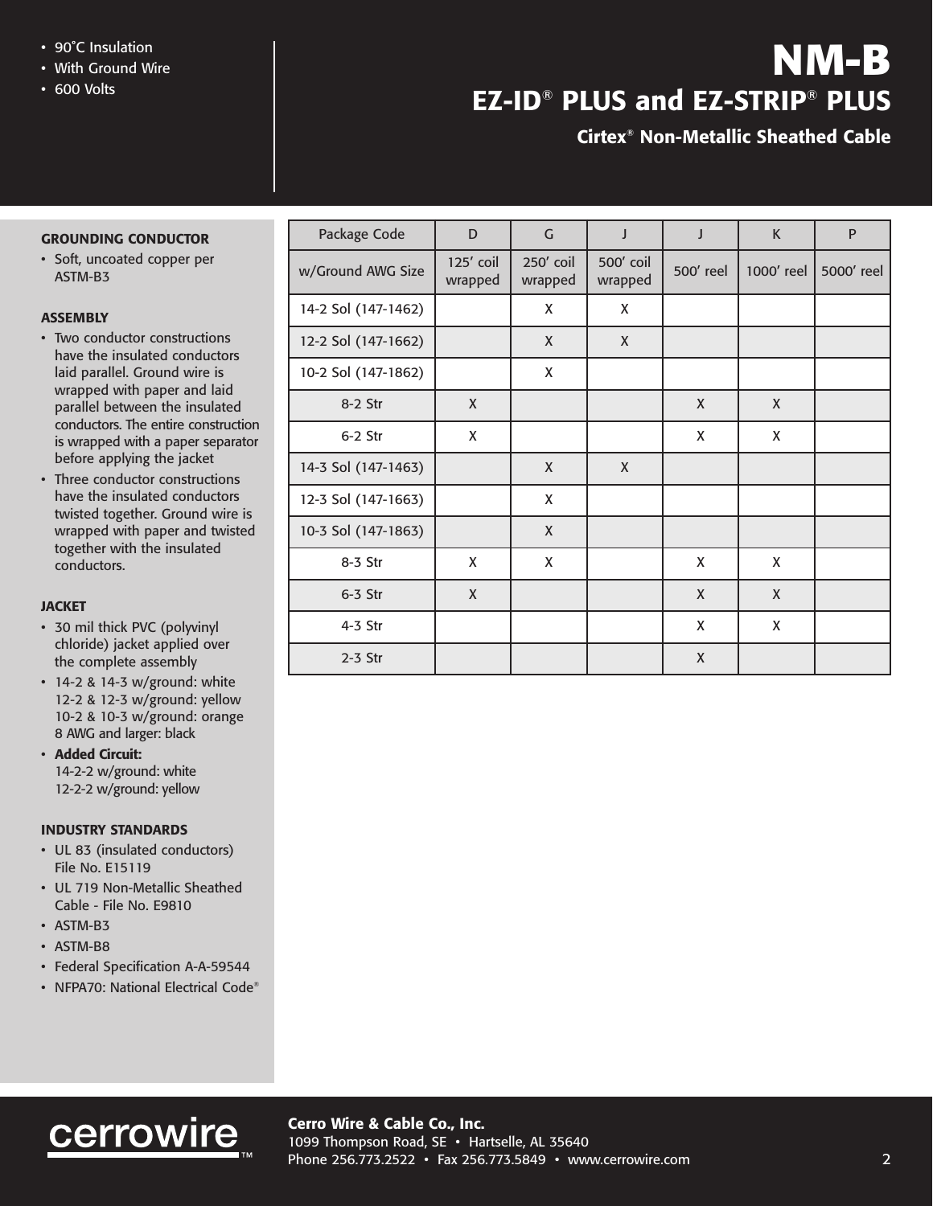- 90˚C Insulation
- With Ground Wire
- 600 Volts

# NM-B

## EZ-ID® PLUS and EZ-STRIP® PLUS

### Cirtex® Non-Metallic Sheathed Cable

**GROUNDING CONDUCTOR**

- Soft, uncoated copper per ASTM-B3

**ASSEMBLY**

- Two conductor constructions have the insulated conductors laid parallel. Ground wire is wrapped with paper and laid parallel between the insulated conductors. The entire construction is wrapped with a paper separator before applying the jacket
- Three conductor constructions have the insulated conductors twisted together. Ground wire is wrapped with paper and twisted together with the insulated conductors.

**JACKET**

- 30 mil thick PVC (polyvinyl chloride) jacket applied over the complete assembly
- 14-2 & 14-3 w/ground: white
  12-2 & 12-3 w/ground: yellow
  10-2 & 10-3 w/ground: orange
  8 AWG and larger: black
- **Added Circuit:**
  14-2-2 w/ground: white
  12-2-2 w/ground: yellow

**INDUSTRY STANDARDS**

- UL 83 (insulated conductors) File No. E15119
- UL 719 Non-Metallic Sheathed Cable - File No. E9810
- ASTM-B3
- ASTM-B8
- Federal Specification A-A-59544
- NFPA70: National Electrical Code®

| Package Code | D | G | J | J | K | P |
|---|---|---|---|---|---|---|
| w/Ground AWG Size | 125' coil wrapped | 250' coil wrapped | 500' coil wrapped | 500' reel | 1000' reel | 5000' reel |
| 14-2 Sol (147-1462) | | X | X | | | |
| 12-2 Sol (147-1662) | | X | X | | | |
| 10-2 Sol (147-1862) | | X | | | | |
| 8-2 Str | X | | | X | X | |
| 6-2 Str | X | | | X | X | |
| 14-3 Sol (147-1463) | | X | X | | | |
| 12-3 Sol (147-1663) | | X | | | | |
| 10-3 Sol (147-1863) | | X | | | | |
| 8-3 Str | X | X | | X | X | |
| 6-3 Str | X | | | X | X | |
| 4-3 Str | | | | X | X | |
| 2-3 Str | | | | X | | |

**Cerro Wire & Cable Co., Inc.**
1099 Thompson Road, SE • Hartselle, AL 35640
Phone 256.773.2522 • Fax 256.773.5849 • www.cerrowire.com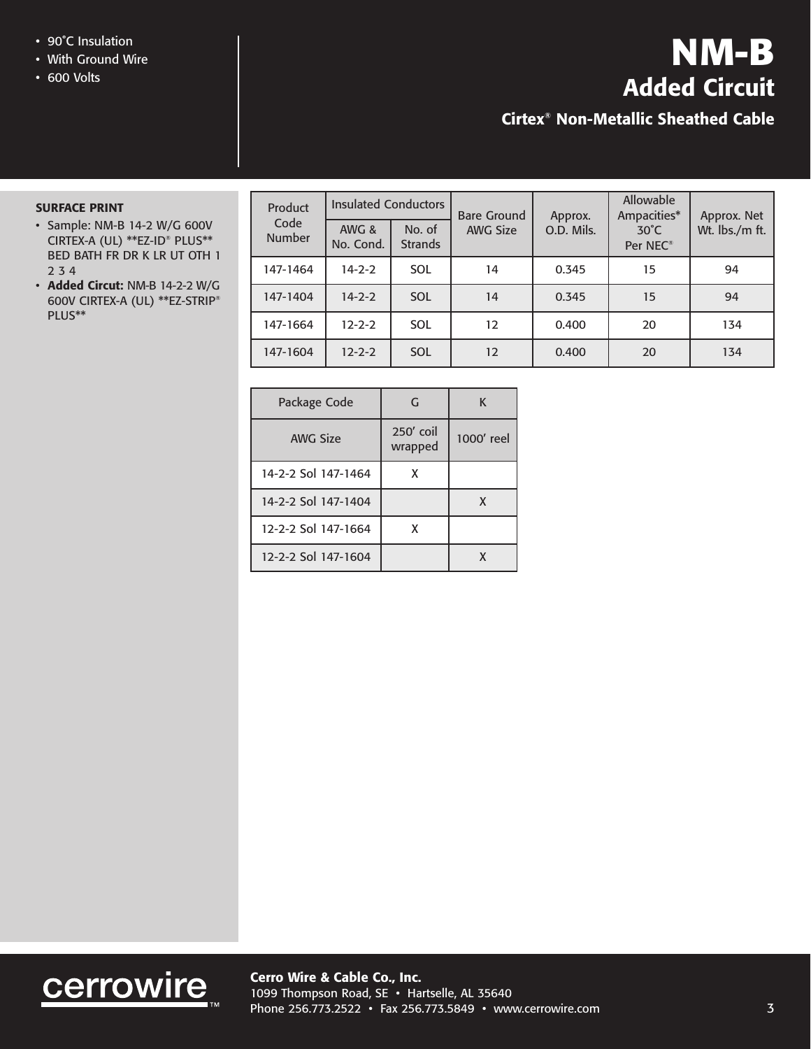- 90˚C Insulation
- With Ground Wire
- 600 Volts

# NM-B

## Added Circuit

### Cirtex® Non-Metallic Sheathed Cable

**SURFACE PRINT**

- Sample: NM-B 14-2 W/G 600V CIRTEX-A (UL) **EZ-ID® PLUS** BED BATH FR DR K LR UT OTH 1 2 3 4
- **Added Circut:** NM-B 14-2-2 W/G 600V CIRTEX-A (UL) **EZ-STRIP® PLUS**

| Product Code Number | Insulated Conductors | | Bare Ground AWG Size | Approx. O.D. Mils. | Allowable Ampacities* 30˚C Per NEC® | Approx. Net Wt. lbs./m ft. |
|---|---|---|---|---|---|---|
| | AWG & No. Cond. | No. of Strands | | | | |
| 147-1464 | 14-2-2 | SOL | 14 | 0.345 | 15 | 94 |
| 147-1404 | 14-2-2 | SOL | 14 | 0.345 | 15 | 94 |
| 147-1664 | 12-2-2 | SOL | 12 | 0.400 | 20 | 134 |
| 147-1604 | 12-2-2 | SOL | 12 | 0.400 | 20 | 134 |

| Package Code | G | K |
|---|---|---|
| AWG Size | 250' coil wrapped | 1000' reel |
| 14-2-2 Sol 147-1464 | X | |
| 14-2-2 Sol 147-1404 | | X |
| 12-2-2 Sol 147-1664 | X | |
| 12-2-2 Sol 147-1604 | | X |

cerrowire™

**Cerro Wire & Cable Co., Inc.**
1099 Thompson Road, SE • Hartselle, AL 35640
Phone 256.773.2522 • Fax 256.773.5849 • www.cerrowire.com